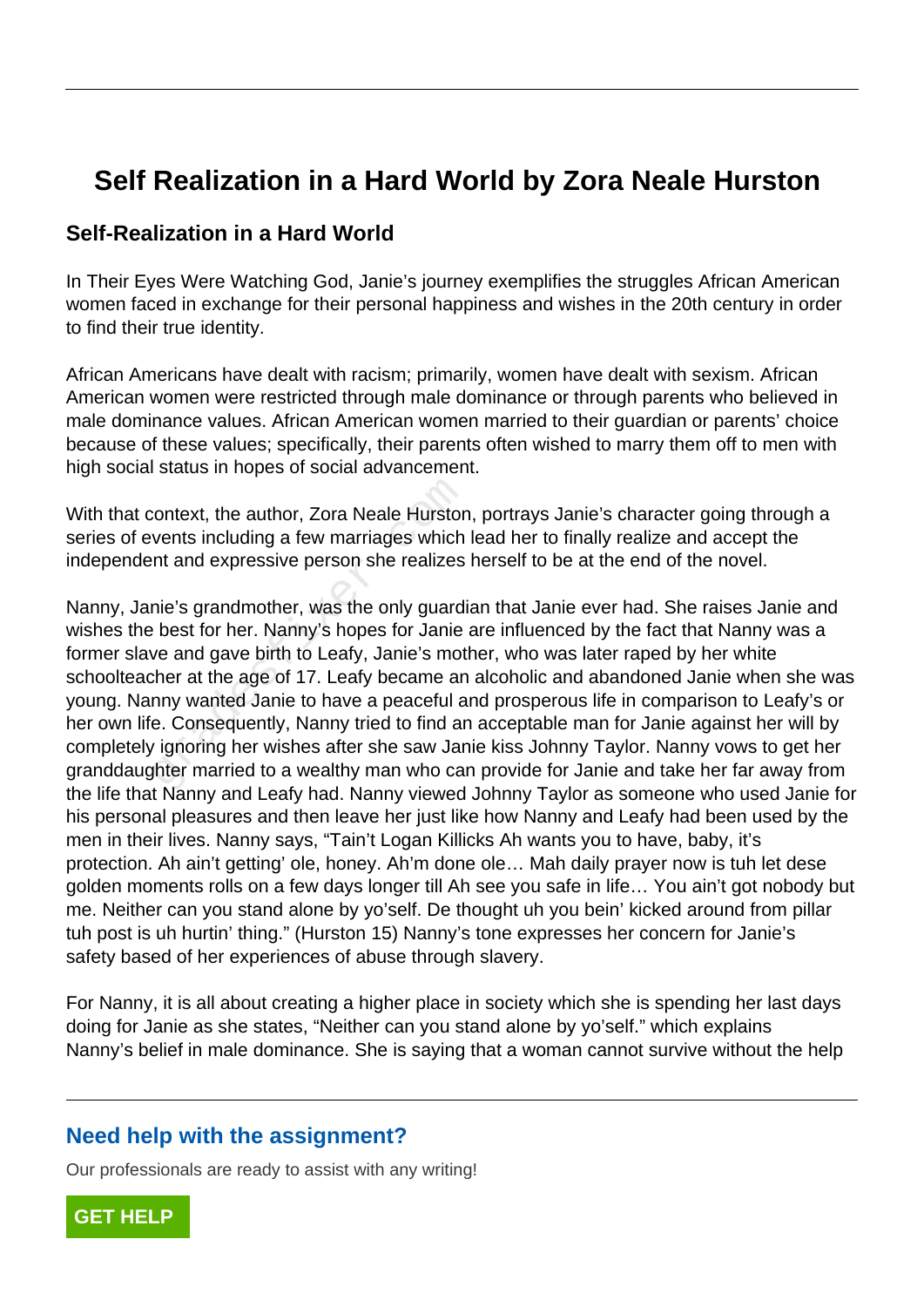# Self Realization in a Hard World by Zora Neale Hurston

## Self-Realization in a Hard World

In Their Eyes Were Watching God, Janie's journey exemplifies the struggles African American women faced in exchange for their personal happiness and wishes in the 20th century in order to find their true identity.

African Americans have dealt with racism; primarily, women have dealt with sexism. African American women were restricted through male dominance or through parents who believed in male dominance values. African American women married to their guardian or parents' choice because of these values; specifically, their parents often wished to marry them off to men with high social status in hopes of social advancement.

With that context, the author, Zora Neale Hurston, portrays Janie's character going through a series of events including a few marriages which lead her to finally realize and accept the independent and expressive person she realizes herself to be at the end of the novel.

Nanny, Janie's grandmother, was the only guardian that Janie ever had. She raises Janie and wishes the best for her. Nanny's hopes for Janie are influenced by the fact that Nanny was a former slave and gave birth to Leafy, Janie's mother, who was later raped by her white schoolteacher at the age of 17. Leafy became an alcoholic and abandoned Janie when she was young. Nanny wanted Janie to have a peaceful and prosperous life in comparison to Leafy's or her own life. Consequently, Nanny tried to find an acceptable man for Janie against her will by completely ignoring her wishes after she saw Janie kiss Johnny Taylor. Nanny vows to get her granddaughter married to a wealthy man who can provide for Janie and take her far away from the life that Nanny and Leafy had. Nanny viewed Johnny Taylor as someone who used Janie for his personal pleasures and then leave her just like how Nanny and Leafy had been used by the men in their lives. Nanny says, "Tain't Logan Killicks Ah wants you to have, baby, it's protection. Ah ain't getting' ole, honey. Ah'm done ole… Mah daily prayer now is tuh let dese golden moments rolls on a few days longer till Ah see you safe in life… You ain't got nobody but me. Neither can you stand alone by yo'self. De thought uh you bein' kicked around from pillar tuh post is uh hurtin' thing." (Hurston 15) Nanny's tone expresses her concern for Janie's safety based of her experiences of abuse through slavery.

For Nanny, it is all about creating a higher place in society which she is spending her last days doing for Janie as she states, "Neither can you stand alone by yo'self." which explains Nanny's belief in male dominance. She is saying that a woman cannot survive without the help

## Need help with the assignment?

Our professionals are ready to assist with any writing!

GET HELP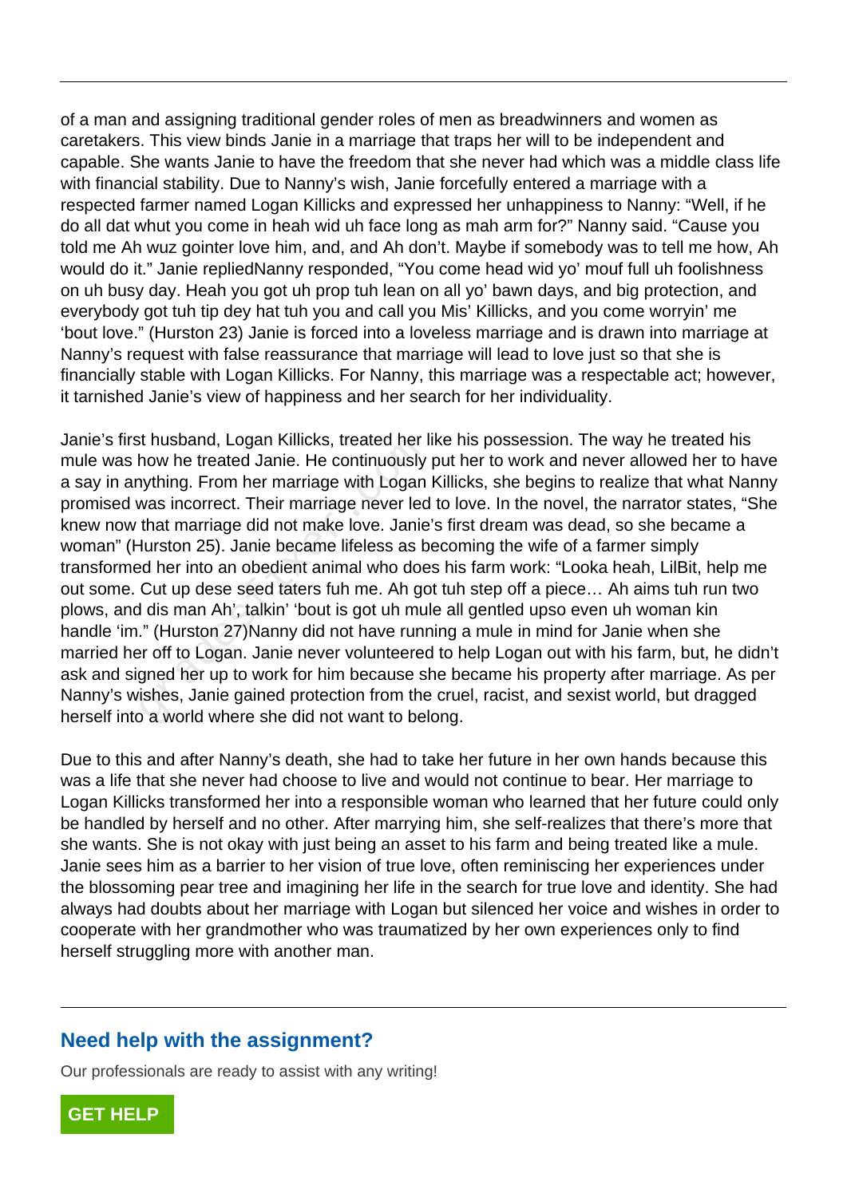of a man and assigning traditional gender roles of men as breadwinners and women as caretakers. This view binds Janie in a marriage that traps her will to be independent and capable. She wants Janie to have the freedom that she never had which was a middle class life with financial stability. Due to Nanny's wish, Janie forcefully entered a marriage with a respected farmer named Logan Killicks and expressed her unhappiness to Nanny: "Well, if he do all dat whut you come in heah wid uh face long as mah arm for?" Nanny said. "Cause you told me Ah wuz gointer love him, and, and Ah don't. Maybe if somebody was to tell me how, Ah would do it." Janie repliedNanny responded, "You come head wid yo' mouf full uh foolishness on uh busy day. Heah you got uh prop tuh lean on all yo' bawn days, and big protection, and everybody got tuh tip dey hat tuh you and call you Mis' Killicks, and you come worryin' me 'bout love." (Hurston 23) Janie is forced into a loveless marriage and is drawn into marriage at Nanny's request with false reassurance that marriage will lead to love just so that she is financially stable with Logan Killicks. For Nanny, this marriage was a respectable act; however, it tarnished Janie's view of happiness and her search for her individuality.

Janie's first husband, Logan Killicks, treated her like his possession. The way he treated his mule was how he treated Janie. He continuously put her to work and never allowed her to have a say in anything. From her marriage with Logan Killicks, she begins to realize that what Nanny promised was incorrect. Their marriage never led to love. In the novel, the narrator states, "She knew now that marriage did not make love. Janie's first dream was dead, so she became a woman" (Hurston 25). Janie became lifeless as becoming the wife of a farmer simply transformed her into an obedient animal who does his farm work: "Looka heah, LilBit, help me out some. Cut up dese seed taters fuh me. Ah got tuh step off a piece… Ah aims tuh run two plows, and dis man Ah', talkin' 'bout is got uh mule all gentled upso even uh woman kin handle 'im." (Hurston 27)Nanny did not have running a mule in mind for Janie when she married her off to Logan. Janie never volunteered to help Logan out with his farm, but, he didn't ask and signed her up to work for him because she became his property after marriage. As per Nanny's wishes, Janie gained protection from the cruel, racist, and sexist world, but dragged herself into a world where she did not want to belong.

Due to this and after Nanny's death, she had to take her future in her own hands because this was a life that she never had choose to live and would not continue to bear. Her marriage to Logan Killicks transformed her into a responsible woman who learned that her future could only be handled by herself and no other. After marrying him, she self-realizes that there's more that she wants. She is not okay with just being an asset to his farm and being treated like a mule. Janie sees him as a barrier to her vision of true love, often reminiscing her experiences under the blossoming pear tree and imagining her life in the search for true love and identity. She had always had doubts about her marriage with Logan but silenced her voice and wishes in order to cooperate with her grandmother who was traumatized by her own experiences only to find herself struggling more with another man.

## Need help with the assignment?

Our professionals are ready to assist with any writing!

GET HELP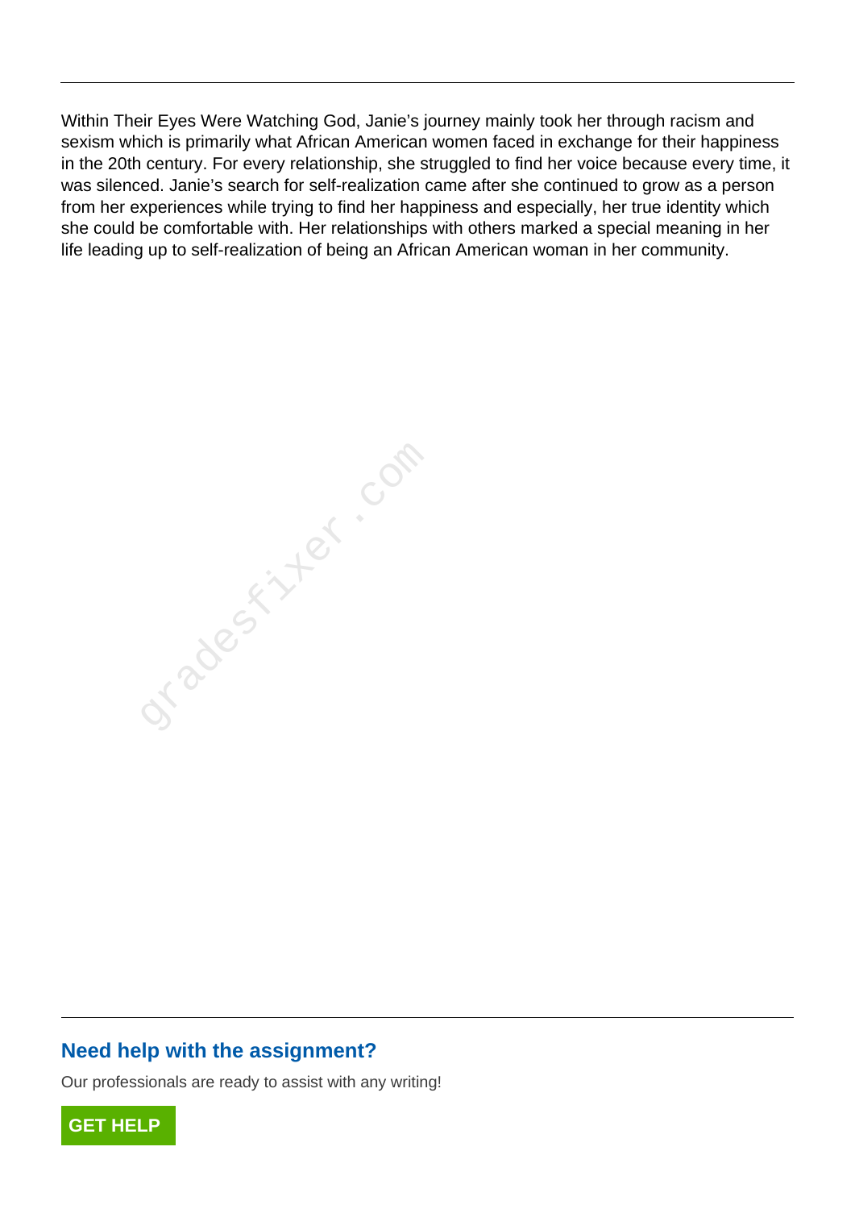Within Their Eyes Were Watching God, Janie's journey mainly took her through racism and sexism which is primarily what African American women faced in exchange for their happiness in the 20th century. For every relationship, she struggled to find her voice because every time, it was silenced. Janie's search for self-realization came after she continued to grow as a person from her experiences while trying to find her happiness and especially, her true identity which she could be comfortable with. Her relationships with others marked a special meaning in her life leading up to self-realization of being an African American woman in her community.